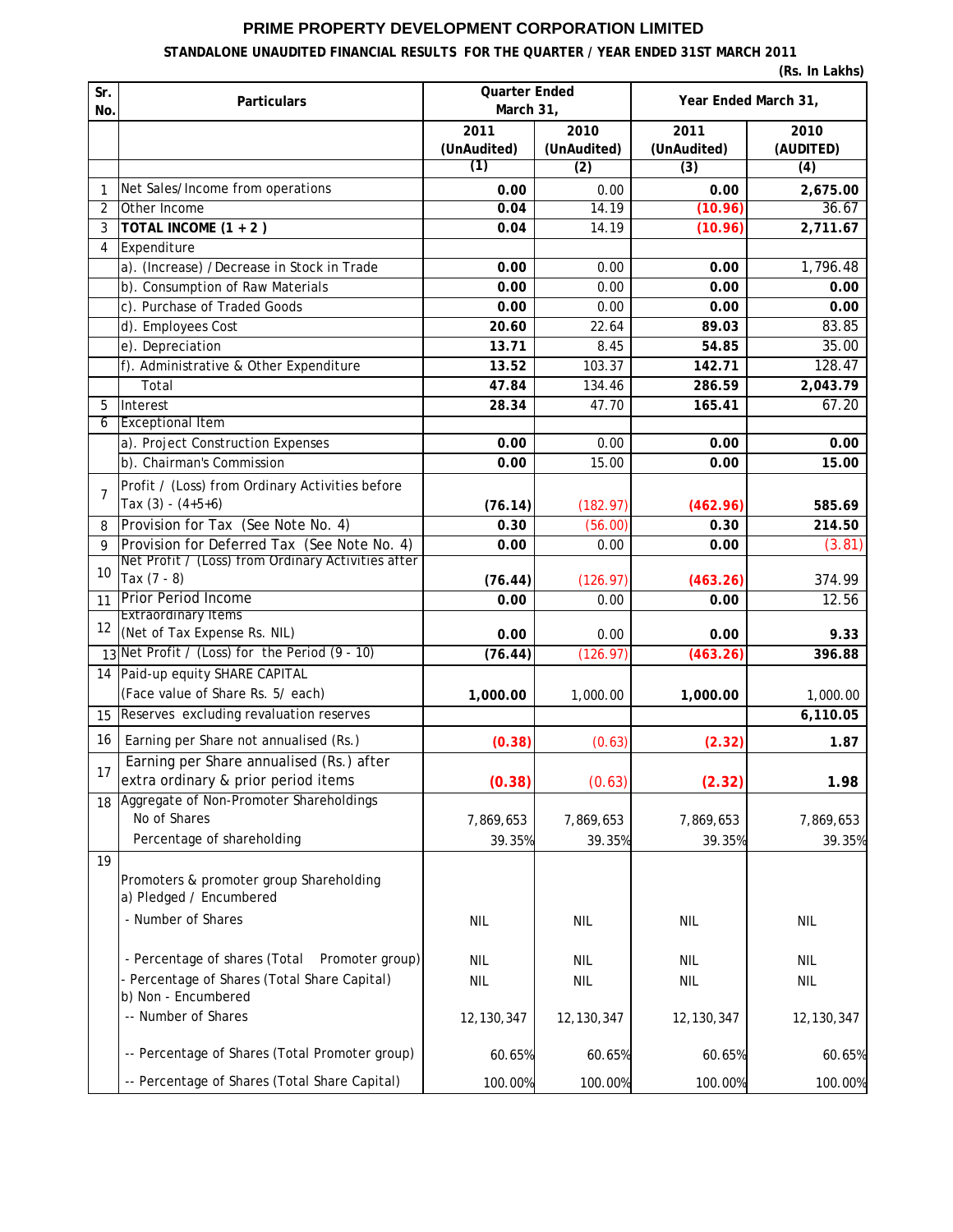# PRIME PROPERTY DEVELOPMENT CORPORATION LIMITED

## STANDALONE UNAUDITED FINANCIAL RESULTS FOR THE QUARTER / YEAR ENDED 31ST MARCH 2011

**(Rs. In Lakhs)**

| Sr. No. | Particulars | Quarter Ended March 31, | | Year Ended March 31, | |
|---|---|---|---|---|---|
| | | 2011 (UnAudited) | 2010 (UnAudited) | 2011 (UnAudited) | 2010 (AUDITED) |
| | | (1) | (2) | (3) | (4) |
| 1 | Net Sales/Income from operations | **0.00** | 0.00 | **0.00** | **2,675.00** |
| 2 | Other Income | **0.04** | 14.19 | **(10.96)** | 36.67 |
| 3 | **TOTAL INCOME (1 + 2 )** | **0.04** | 14.19 | **(10.96)** | **2,711.67** |
| 4 | Expenditure | | | | |
| | a). (Increase) / Decrease in Stock in Trade | **0.00** | 0.00 | **0.00** | 1,796.48 |
| | b). Consumption of Raw Materials | **0.00** | 0.00 | **0.00** | **0.00** |
| | c). Purchase of Traded Goods | **0.00** | 0.00 | **0.00** | **0.00** |
| | d). Employees Cost | **20.60** | 22.64 | **89.03** | 83.85 |
| | e). Depreciation | **13.71** | 8.45 | **54.85** | 35.00 |
| | f). Administrative & Other Expenditure | **13.52** | 103.37 | **142.71** | 128.47 |
| | Total | **47.84** | 134.46 | **286.59** | **2,043.79** |
| 5 | Interest | **28.34** | 47.70 | **165.41** | 67.20 |
| 6 | Exceptional Item | | | | |
| | a). Project Construction Expenses | **0.00** | 0.00 | **0.00** | **0.00** |
| | b). Chairman's Commission | **0.00** | 15.00 | **0.00** | **15.00** |
| 7 | Profit / (Loss) from Ordinary Activities before Tax (3) - (4+5+6) | **(76.14)** | (182.97) | **(462.96)** | **585.69** |
| 8 | Provision for Tax (See Note No. 4) | **0.30** | (56.00) | **0.30** | **214.50** |
| 9 | Provision for Deferred Tax (See Note No. 4) | **0.00** | 0.00 | **0.00** | (3.81) |
| 10 | Net Profit / (Loss) from Ordinary Activities after Tax (7 - 8) | **(76.44)** | (126.97) | **(463.26)** | 374.99 |
| 11 | Prior Period Income | **0.00** | 0.00 | **0.00** | 12.56 |
| 12 | Extraordinary Items (Net of Tax Expense Rs. NIL) | **0.00** | 0.00 | **0.00** | **9.33** |
| 13 | Net Profit / (Loss) for the Period (9 - 10) | **(76.44)** | (126.97) | **(463.26)** | **396.88** |
| 14 | Paid-up equity SHARE CAPITAL (Face value of Share Rs. 5/ each) | **1,000.00** | 1,000.00 | **1,000.00** | 1,000.00 |
| 15 | Reserves excluding revaluation reserves | | | | **6,110.05** |
| 16 | Earning per Share not annualised (Rs.) | **(0.38)** | (0.63) | **(2.32)** | **1.87** |
| 17 | Earning per Share annualised (Rs.) after extra ordinary & prior period items | **(0.38)** | (0.63) | **(2.32)** | **1.98** |
| 18 | Aggregate of Non-Promoter Shareholdings | | | | |
| | No of Shares | 7,869,653 | 7,869,653 | 7,869,653 | 7,869,653 |
| | Percentage of shareholding | 39.35% | 39.35% | 39.35% | 39.35% |
| 19 | Promoters & promoter group Shareholding | | | | |
| | a) Pledged / Encumbered | | | | |
| | - Number of Shares | NIL | NIL | NIL | NIL |
| | - Percentage of shares (Total Promoter group) | NIL | NIL | NIL | NIL |
| | - Percentage of Shares (Total Share Capital) | NIL | NIL | NIL | NIL |
| | b) Non - Encumbered | | | | |
| | -- Number of Shares | 12,130,347 | 12,130,347 | 12,130,347 | 12,130,347 |
| | -- Percentage of Shares (Total Promoter group) | 60.65% | 60.65% | 60.65% | 60.65% |
| | -- Percentage of Shares (Total Share Capital) | 100.00% | 100.00% | 100.00% | 100.00% |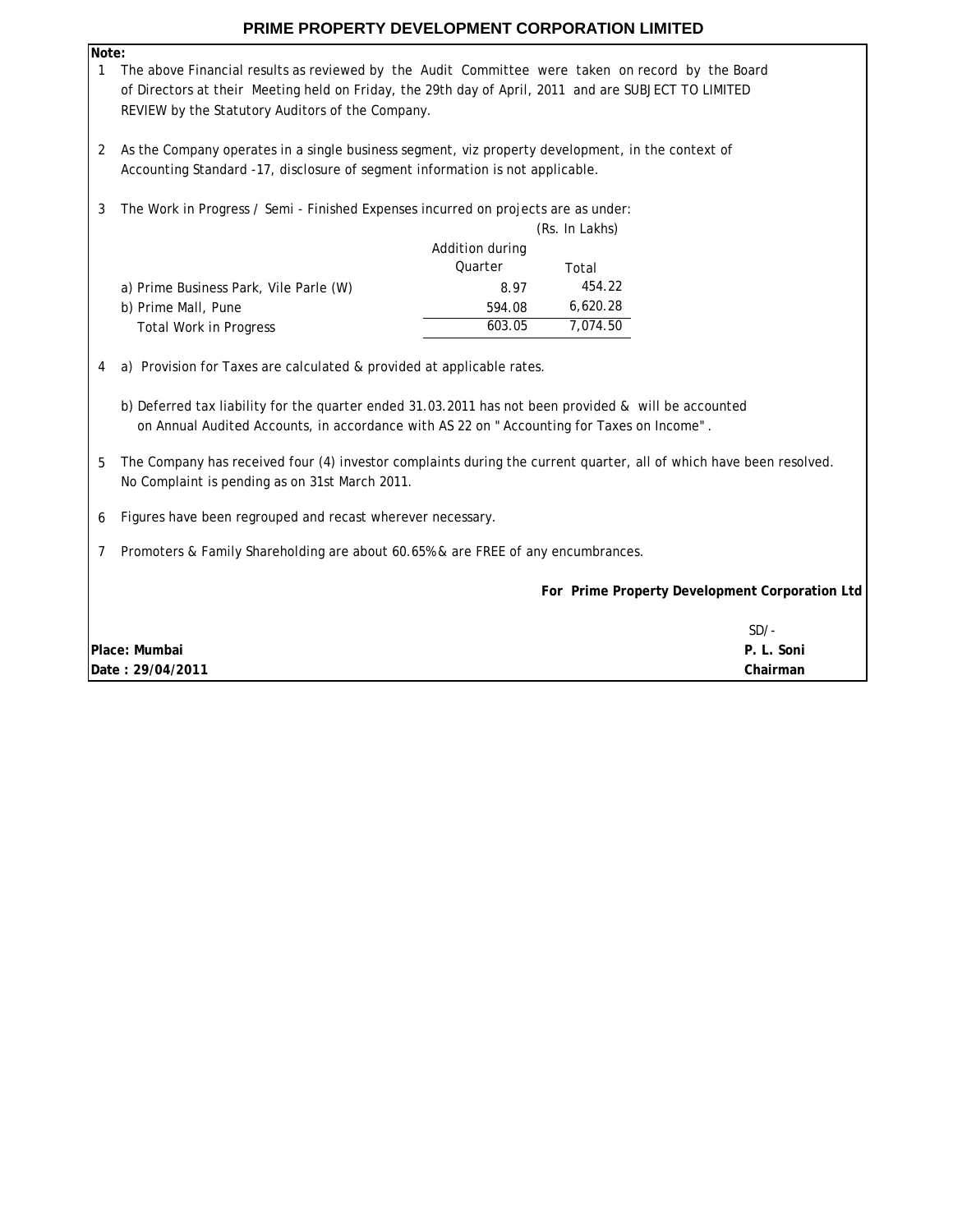## PRIME PROPERTY DEVELOPMENT CORPORATION LIMITED

**Note:**

1. The above Financial results as reviewed by the Audit Committee were taken on record by the Board of Directors at their Meeting held on Friday, the 29th day of April, 2011 and are SUBJECT TO LIMITED REVIEW by the Statutory Auditors of the Company.

2. As the Company operates in a single business segment, viz property development, in the context of Accounting Standard -17, disclosure of segment information is not applicable.

3. The Work in Progress / Semi - Finished Expenses incurred on projects are as under:

(Rs. In Lakhs)

| | Addition during Quarter | Total |
|---|---|---|
| a) Prime Business Park, Vile Parle (W) | 8.97 | 454.22 |
| b) Prime Mall, Pune | 594.08 | 6,620.28 |
| Total Work in Progress | 603.05 | 7,074.50 |

4. a) Provision for Taxes are calculated & provided at applicable rates.

   b) Deferred tax liability for the quarter ended 31.03.2011 has not been provided & will be accounted on Annual Audited Accounts, in accordance with AS 22 on " Accounting for Taxes on Income" .

5. The Company has received four (4) investor complaints during the current quarter, all of which have been resolved. No Complaint is pending as on 31st March 2011.

6. Figures have been regrouped and recast wherever necessary.

7. Promoters & Family Shareholding are about 60.65% & are FREE of any encumbrances.

**For Prime Property Development Corporation Ltd**

SD/-

**Place: Mumbai** **P. L. Soni**

**Date : 29/04/2011** **Chairman**